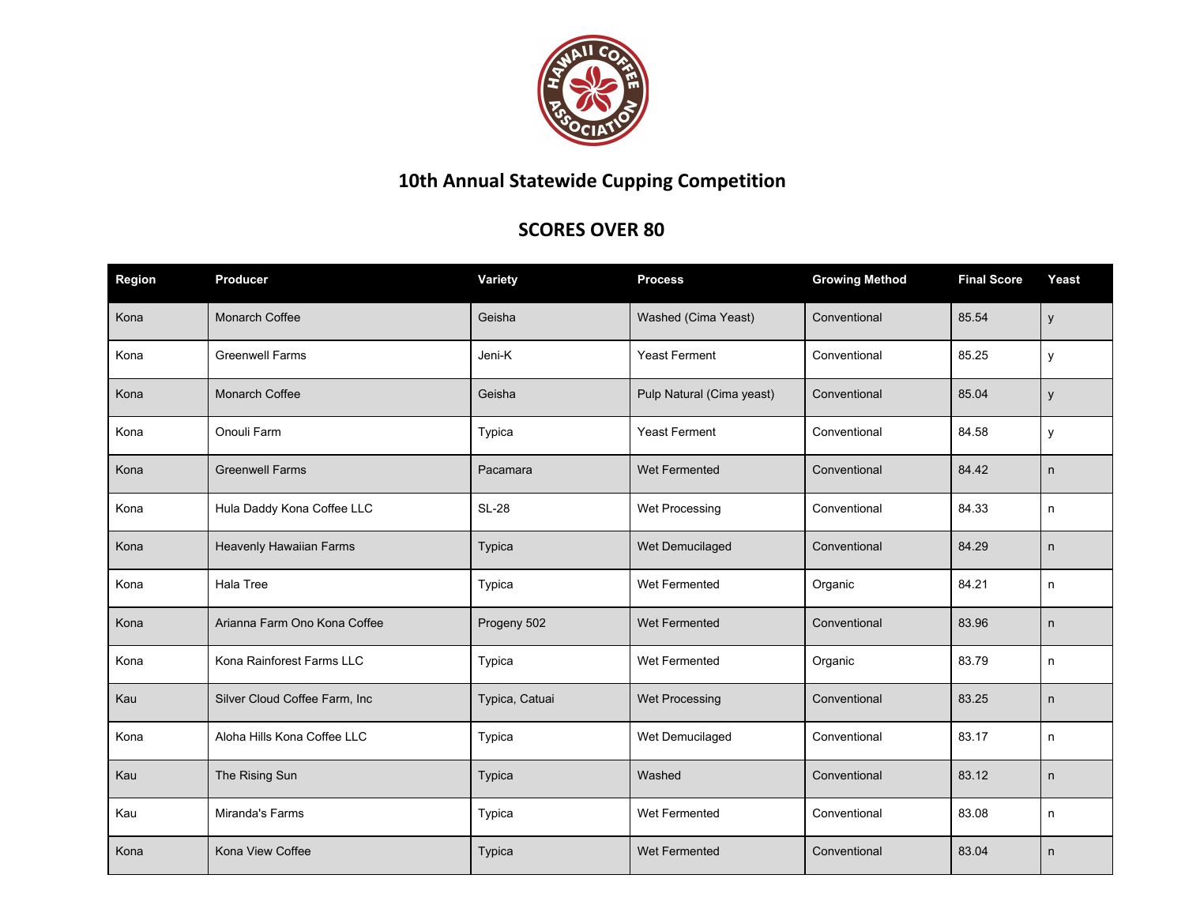# 10th Annual Statewide Cupping Competition

## SCORES OVER 80

| Region | Producer | Variety | Process | Growing Method | Final Score | Yeast |
|---|---|---|---|---|---|---|
| Kona | Monarch Coffee | Geisha | Washed (Cima Yeast) | Conventional | 85.54 | y |
| Kona | Greenwell Farms | Jeni-K | Yeast Ferment | Conventional | 85.25 | y |
| Kona | Monarch Coffee | Geisha | Pulp Natural (Cima yeast) | Conventional | 85.04 | y |
| Kona | Onouli Farm | Typica | Yeast Ferment | Conventional | 84.58 | y |
| Kona | Greenwell Farms | Pacamara | Wet Fermented | Conventional | 84.42 | n |
| Kona | Hula Daddy Kona Coffee LLC | SL-28 | Wet Processing | Conventional | 84.33 | n |
| Kona | Heavenly Hawaiian Farms | Typica | Wet Demucilaged | Conventional | 84.29 | n |
| Kona | Hala Tree | Typica | Wet Fermented | Organic | 84.21 | n |
| Kona | Arianna Farm Ono Kona Coffee | Progeny 502 | Wet Fermented | Conventional | 83.96 | n |
| Kona | Kona Rainforest Farms LLC | Typica | Wet Fermented | Organic | 83.79 | n |
| Kau | Silver Cloud Coffee Farm, Inc | Typica, Catuai | Wet Processing | Conventional | 83.25 | n |
| Kona | Aloha Hills Kona Coffee LLC | Typica | Wet Demucilaged | Conventional | 83.17 | n |
| Kau | The Rising Sun | Typica | Washed | Conventional | 83.12 | n |
| Kau | Miranda's Farms | Typica | Wet Fermented | Conventional | 83.08 | n |
| Kona | Kona View Coffee | Typica | Wet Fermented | Conventional | 83.04 | n |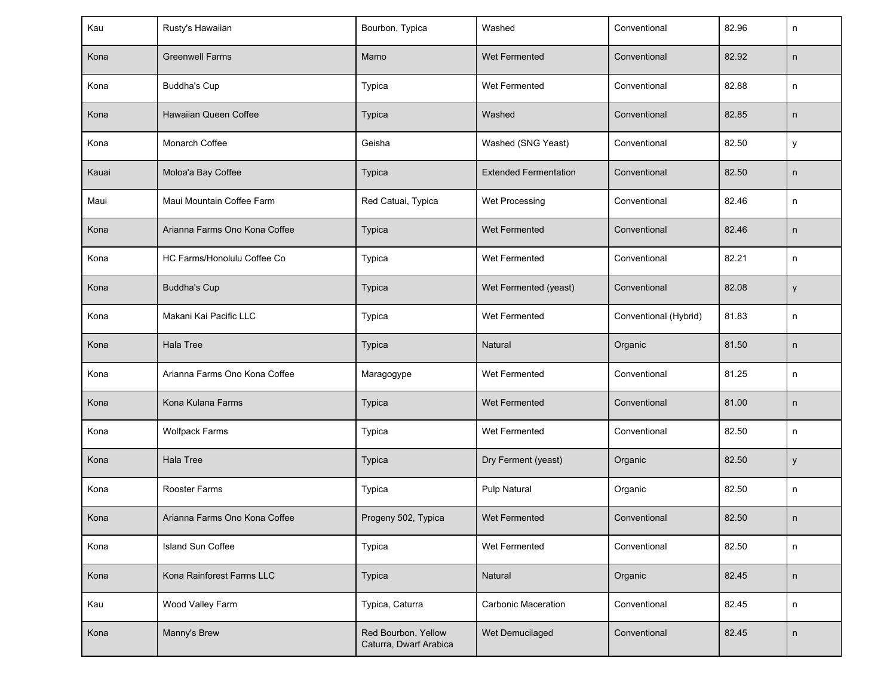| | | | | | | |
|---|---|---|---|---|---|---|
| Kau | Rusty's Hawaiian | Bourbon, Typica | Washed | Conventional | 82.96 | n |
| Kona | Greenwell Farms | Mamo | Wet Fermented | Conventional | 82.92 | n |
| Kona | Buddha's Cup | Typica | Wet Fermented | Conventional | 82.88 | n |
| Kona | Hawaiian Queen Coffee | Typica | Washed | Conventional | 82.85 | n |
| Kona | Monarch Coffee | Geisha | Washed (SNG Yeast) | Conventional | 82.50 | y |
| Kauai | Moloa'a Bay Coffee | Typica | Extended Fermentation | Conventional | 82.50 | n |
| Maui | Maui Mountain Coffee Farm | Red Catuai, Typica | Wet Processing | Conventional | 82.46 | n |
| Kona | Arianna Farms Ono Kona Coffee | Typica | Wet Fermented | Conventional | 82.46 | n |
| Kona | HC Farms/Honolulu Coffee Co | Typica | Wet Fermented | Conventional | 82.21 | n |
| Kona | Buddha's Cup | Typica | Wet Fermented (yeast) | Conventional | 82.08 | y |
| Kona | Makani Kai Pacific LLC | Typica | Wet Fermented | Conventional (Hybrid) | 81.83 | n |
| Kona | Hala Tree | Typica | Natural | Organic | 81.50 | n |
| Kona | Arianna Farms Ono Kona Coffee | Maragogype | Wet Fermented | Conventional | 81.25 | n |
| Kona | Kona Kulana Farms | Typica | Wet Fermented | Conventional | 81.00 | n |
| Kona | Wolfpack Farms | Typica | Wet Fermented | Conventional | 82.50 | n |
| Kona | Hala Tree | Typica | Dry Ferment (yeast) | Organic | 82.50 | y |
| Kona | Rooster Farms | Typica | Pulp Natural | Organic | 82.50 | n |
| Kona | Arianna Farms Ono Kona Coffee | Progeny 502, Typica | Wet Fermented | Conventional | 82.50 | n |
| Kona | Island Sun Coffee | Typica | Wet Fermented | Conventional | 82.50 | n |
| Kona | Kona Rainforest Farms LLC | Typica | Natural | Organic | 82.45 | n |
| Kau | Wood Valley Farm | Typica, Caturra | Carbonic Maceration | Conventional | 82.45 | n |
| Kona | Manny's Brew | Red Bourbon, Yellow Caturra, Dwarf Arabica | Wet Demucilaged | Conventional | 82.45 | n |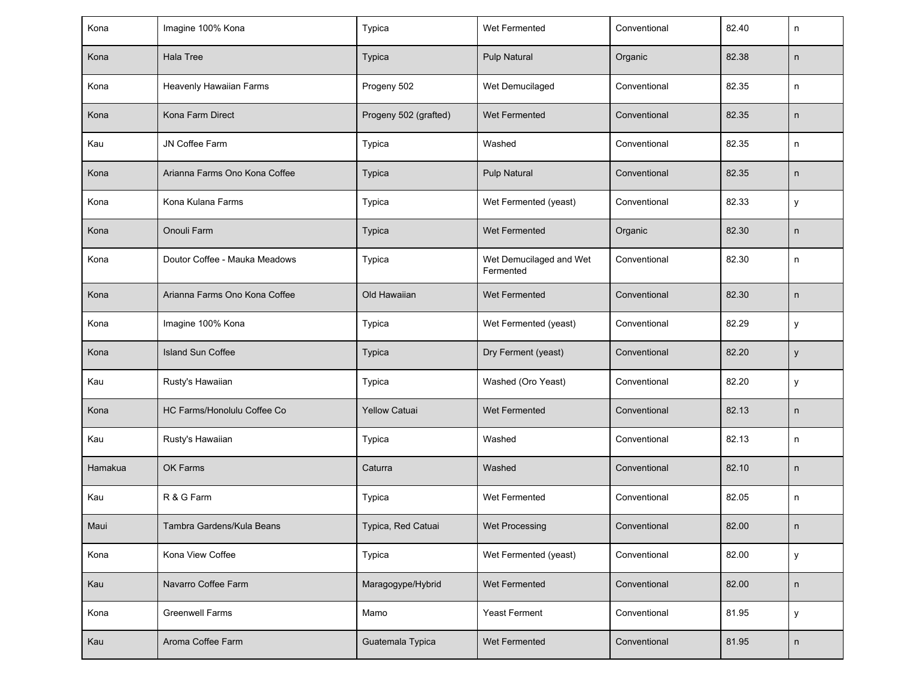| Kona | Imagine 100% Kona | Typica | Wet Fermented | Conventional | 82.40 | n |
|---|---|---|---|---|---|---|
| Kona | Hala Tree | Typica | Pulp Natural | Organic | 82.38 | n |
| Kona | Heavenly Hawaiian Farms | Progeny 502 | Wet Demucilaged | Conventional | 82.35 | n |
| Kona | Kona Farm Direct | Progeny 502 (grafted) | Wet Fermented | Conventional | 82.35 | n |
| Kau | JN Coffee Farm | Typica | Washed | Conventional | 82.35 | n |
| Kona | Arianna Farms Ono Kona Coffee | Typica | Pulp Natural | Conventional | 82.35 | n |
| Kona | Kona Kulana Farms | Typica | Wet Fermented (yeast) | Conventional | 82.33 | y |
| Kona | Onouli Farm | Typica | Wet Fermented | Organic | 82.30 | n |
| Kona | Doutor Coffee - Mauka Meadows | Typica | Wet Demucilaged and Wet Fermented | Conventional | 82.30 | n |
| Kona | Arianna Farms Ono Kona Coffee | Old Hawaiian | Wet Fermented | Conventional | 82.30 | n |
| Kona | Imagine 100% Kona | Typica | Wet Fermented (yeast) | Conventional | 82.29 | y |
| Kona | Island Sun Coffee | Typica | Dry Ferment (yeast) | Conventional | 82.20 | y |
| Kau | Rusty's Hawaiian | Typica | Washed (Oro Yeast) | Conventional | 82.20 | y |
| Kona | HC Farms/Honolulu Coffee Co | Yellow Catuai | Wet Fermented | Conventional | 82.13 | n |
| Kau | Rusty's Hawaiian | Typica | Washed | Conventional | 82.13 | n |
| Hamakua | OK Farms | Caturra | Washed | Conventional | 82.10 | n |
| Kau | R & G Farm | Typica | Wet Fermented | Conventional | 82.05 | n |
| Maui | Tambra Gardens/Kula Beans | Typica, Red Catuai | Wet Processing | Conventional | 82.00 | n |
| Kona | Kona View Coffee | Typica | Wet Fermented (yeast) | Conventional | 82.00 | y |
| Kau | Navarro Coffee Farm | Maragogype/Hybrid | Wet Fermented | Conventional | 82.00 | n |
| Kona | Greenwell Farms | Mamo | Yeast Ferment | Conventional | 81.95 | y |
| Kau | Aroma Coffee Farm | Guatemala Typica | Wet Fermented | Conventional | 81.95 | n |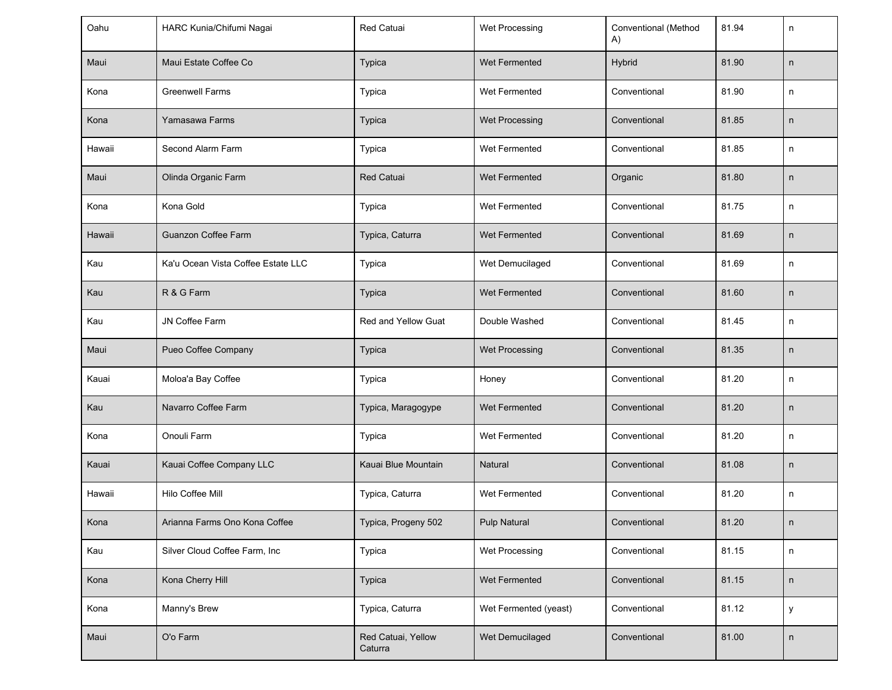| | | | | | | |
|---|---|---|---|---|---|---|
| Oahu | HARC Kunia/Chifumi Nagai | Red Catuai | Wet Processing | Conventional (Method A) | 81.94 | n |
| Maui | Maui Estate Coffee Co | Typica | Wet Fermented | Hybrid | 81.90 | n |
| Kona | Greenwell Farms | Typica | Wet Fermented | Conventional | 81.90 | n |
| Kona | Yamasawa Farms | Typica | Wet Processing | Conventional | 81.85 | n |
| Hawaii | Second Alarm Farm | Typica | Wet Fermented | Conventional | 81.85 | n |
| Maui | Olinda Organic Farm | Red Catuai | Wet Fermented | Organic | 81.80 | n |
| Kona | Kona Gold | Typica | Wet Fermented | Conventional | 81.75 | n |
| Hawaii | Guanzon Coffee Farm | Typica, Caturra | Wet Fermented | Conventional | 81.69 | n |
| Kau | Ka'u Ocean Vista Coffee Estate LLC | Typica | Wet Demucilaged | Conventional | 81.69 | n |
| Kau | R & G Farm | Typica | Wet Fermented | Conventional | 81.60 | n |
| Kau | JN Coffee Farm | Red and Yellow Guat | Double Washed | Conventional | 81.45 | n |
| Maui | Pueo Coffee Company | Typica | Wet Processing | Conventional | 81.35 | n |
| Kauai | Moloa'a Bay Coffee | Typica | Honey | Conventional | 81.20 | n |
| Kau | Navarro Coffee Farm | Typica, Maragogype | Wet Fermented | Conventional | 81.20 | n |
| Kona | Onouli Farm | Typica | Wet Fermented | Conventional | 81.20 | n |
| Kauai | Kauai Coffee Company LLC | Kauai Blue Mountain | Natural | Conventional | 81.08 | n |
| Hawaii | Hilo Coffee Mill | Typica, Caturra | Wet Fermented | Conventional | 81.20 | n |
| Kona | Arianna Farms Ono Kona Coffee | Typica, Progeny 502 | Pulp Natural | Conventional | 81.20 | n |
| Kau | Silver Cloud Coffee Farm, Inc | Typica | Wet Processing | Conventional | 81.15 | n |
| Kona | Kona Cherry Hill | Typica | Wet Fermented | Conventional | 81.15 | n |
| Kona | Manny's Brew | Typica, Caturra | Wet Fermented (yeast) | Conventional | 81.12 | y |
| Maui | O'o Farm | Red Catuai, Yellow Caturra | Wet Demucilaged | Conventional | 81.00 | n |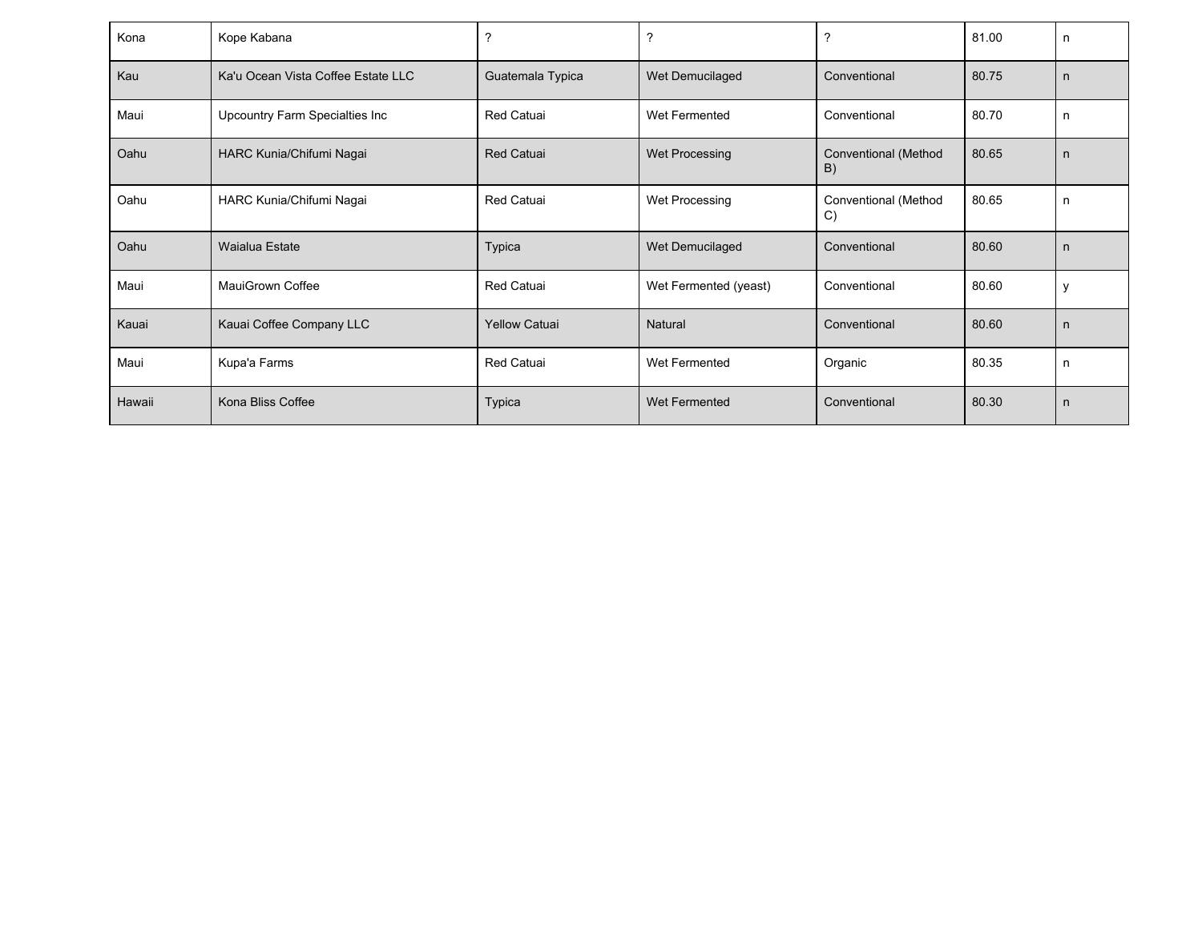| | | | | | | |
|---|---|---|---|---|---|---|
| Kona | Kope Kabana | ? | ? | ? | 81.00 | n |
| Kau | Ka'u Ocean Vista Coffee Estate LLC | Guatemala Typica | Wet Demucilaged | Conventional | 80.75 | n |
| Maui | Upcountry Farm Specialties Inc | Red Catuai | Wet Fermented | Conventional | 80.70 | n |
| Oahu | HARC Kunia/Chifumi Nagai | Red Catuai | Wet Processing | Conventional (Method B) | 80.65 | n |
| Oahu | HARC Kunia/Chifumi Nagai | Red Catuai | Wet Processing | Conventional (Method C) | 80.65 | n |
| Oahu | Waialua Estate | Typica | Wet Demucilaged | Conventional | 80.60 | n |
| Maui | MauiGrown Coffee | Red Catuai | Wet Fermented (yeast) | Conventional | 80.60 | y |
| Kauai | Kauai Coffee Company LLC | Yellow Catuai | Natural | Conventional | 80.60 | n |
| Maui | Kupa'a Farms | Red Catuai | Wet Fermented | Organic | 80.35 | n |
| Hawaii | Kona Bliss Coffee | Typica | Wet Fermented | Conventional | 80.30 | n |